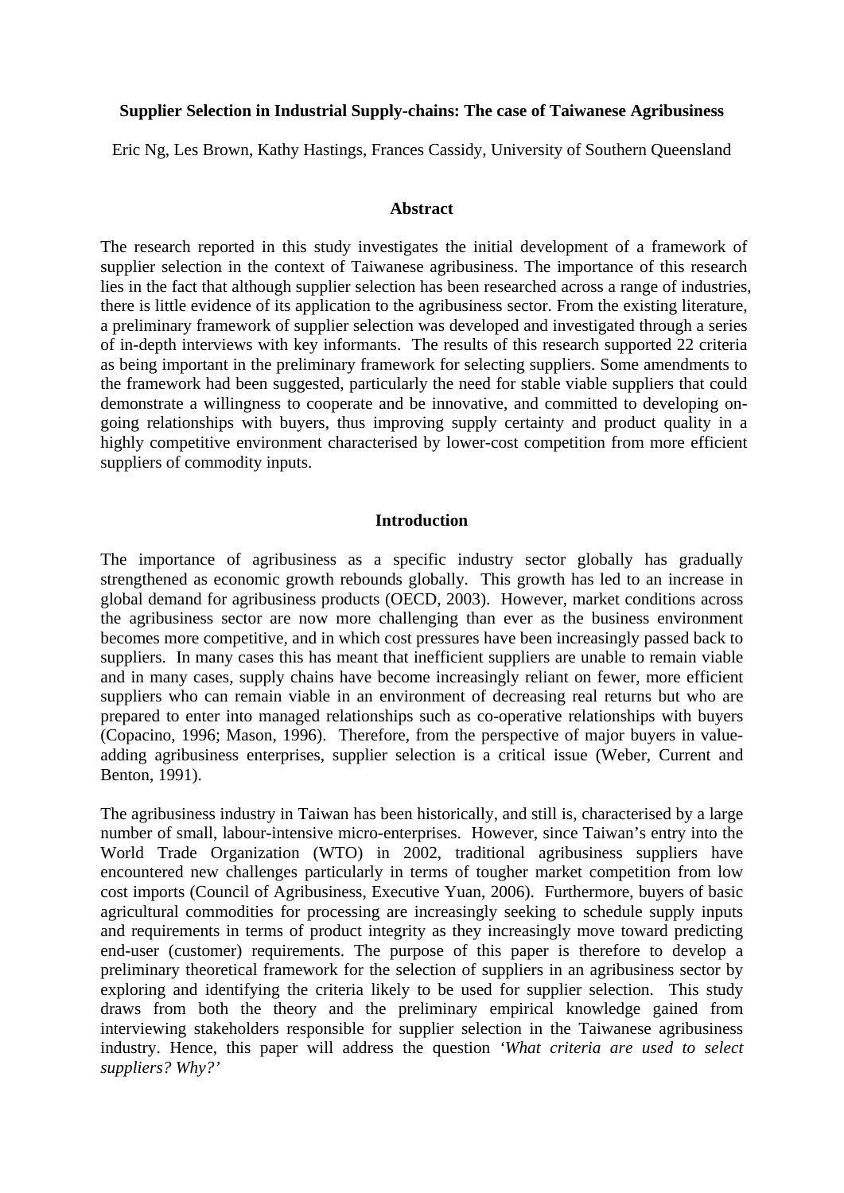# Supplier Selection in Industrial Supply-chains: The case of Taiwanese Agribusiness

Eric Ng, Les Brown, Kathy Hastings, Frances Cassidy, University of Southern Queensland

## Abstract

The research reported in this study investigates the initial development of a framework of supplier selection in the context of Taiwanese agribusiness. The importance of this research lies in the fact that although supplier selection has been researched across a range of industries, there is little evidence of its application to the agribusiness sector. From the existing literature, a preliminary framework of supplier selection was developed and investigated through a series of in-depth interviews with key informants. The results of this research supported 22 criteria as being important in the preliminary framework for selecting suppliers. Some amendments to the framework had been suggested, particularly the need for stable viable suppliers that could demonstrate a willingness to cooperate and be innovative, and committed to developing on-going relationships with buyers, thus improving supply certainty and product quality in a highly competitive environment characterised by lower-cost competition from more efficient suppliers of commodity inputs.

## Introduction

The importance of agribusiness as a specific industry sector globally has gradually strengthened as economic growth rebounds globally. This growth has led to an increase in global demand for agribusiness products (OECD, 2003). However, market conditions across the agribusiness sector are now more challenging than ever as the business environment becomes more competitive, and in which cost pressures have been increasingly passed back to suppliers. In many cases this has meant that inefficient suppliers are unable to remain viable and in many cases, supply chains have become increasingly reliant on fewer, more efficient suppliers who can remain viable in an environment of decreasing real returns but who are prepared to enter into managed relationships such as co-operative relationships with buyers (Copacino, 1996; Mason, 1996). Therefore, from the perspective of major buyers in value-adding agribusiness enterprises, supplier selection is a critical issue (Weber, Current and Benton, 1991).

The agribusiness industry in Taiwan has been historically, and still is, characterised by a large number of small, labour-intensive micro-enterprises. However, since Taiwan's entry into the World Trade Organization (WTO) in 2002, traditional agribusiness suppliers have encountered new challenges particularly in terms of tougher market competition from low cost imports (Council of Agribusiness, Executive Yuan, 2006). Furthermore, buyers of basic agricultural commodities for processing are increasingly seeking to schedule supply inputs and requirements in terms of product integrity as they increasingly move toward predicting end-user (customer) requirements. The purpose of this paper is therefore to develop a preliminary theoretical framework for the selection of suppliers in an agribusiness sector by exploring and identifying the criteria likely to be used for supplier selection. This study draws from both the theory and the preliminary empirical knowledge gained from interviewing stakeholders responsible for supplier selection in the Taiwanese agribusiness industry. Hence, this paper will address the question *'What criteria are used to select suppliers? Why?'*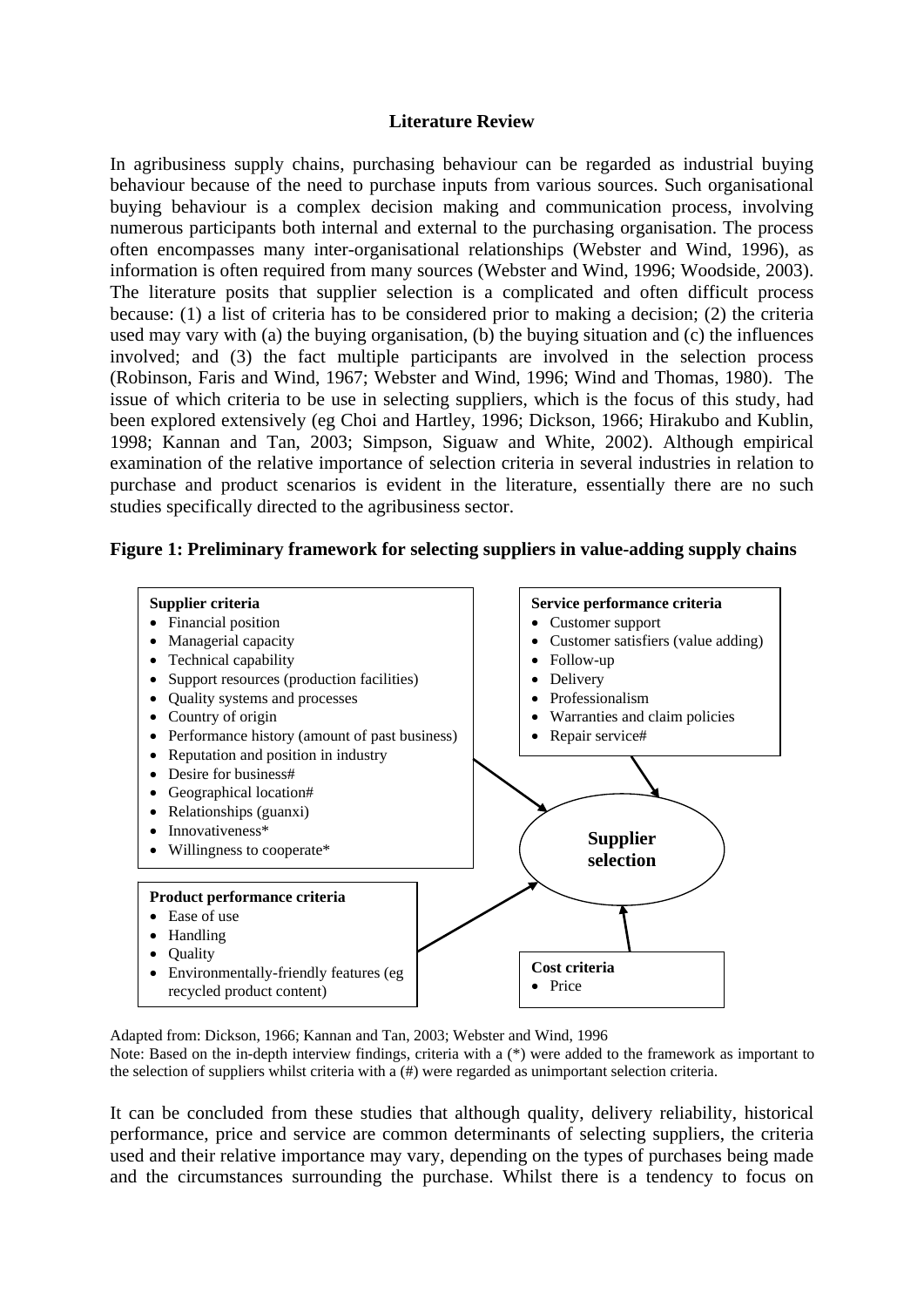## Literature Review

In agribusiness supply chains, purchasing behaviour can be regarded as industrial buying behaviour because of the need to purchase inputs from various sources. Such organisational buying behaviour is a complex decision making and communication process, involving numerous participants both internal and external to the purchasing organisation. The process often encompasses many inter-organisational relationships (Webster and Wind, 1996), as information is often required from many sources (Webster and Wind, 1996; Woodside, 2003). The literature posits that supplier selection is a complicated and often difficult process because: (1) a list of criteria has to be considered prior to making a decision; (2) the criteria used may vary with (a) the buying organisation, (b) the buying situation and (c) the influences involved; and (3) the fact multiple participants are involved in the selection process (Robinson, Faris and Wind, 1967; Webster and Wind, 1996; Wind and Thomas, 1980). The issue of which criteria to be use in selecting suppliers, which is the focus of this study, had been explored extensively (eg Choi and Hartley, 1996; Dickson, 1966; Hirakubo and Kublin, 1998; Kannan and Tan, 2003; Simpson, Siguaw and White, 2002). Although empirical examination of the relative importance of selection criteria in several industries in relation to purchase and product scenarios is evident in the literature, essentially there are no such studies specifically directed to the agribusiness sector.

**Figure 1: Preliminary framework for selecting suppliers in value-adding supply chains**

**Supplier criteria**
- Financial position
- Managerial capacity
- Technical capability
- Support resources (production facilities)
- Quality systems and processes
- Country of origin
- Performance history (amount of past business)
- Reputation and position in industry
- Desire for business#
- Geographical location#
- Relationships (guanxi)
- Innovativeness*
- Willingness to cooperate*

**Service performance criteria**
- Customer support
- Customer satisfiers (value adding)
- Follow-up
- Delivery
- Professionalism
- Warranties and claim policies
- Repair service#

**Product performance criteria**
- Ease of use
- Handling
- Quality
- Environmentally-friendly features (eg recycled product content)

**Cost criteria**
- Price

**Supplier selection**

Adapted from: Dickson, 1966; Kannan and Tan, 2003; Webster and Wind, 1996

Note: Based on the in-depth interview findings, criteria with a (*) were added to the framework as important to the selection of suppliers whilst criteria with a (#) were regarded as unimportant selection criteria.

It can be concluded from these studies that although quality, delivery reliability, historical performance, price and service are common determinants of selecting suppliers, the criteria used and their relative importance may vary, depending on the types of purchases being made and the circumstances surrounding the purchase. Whilst there is a tendency to focus on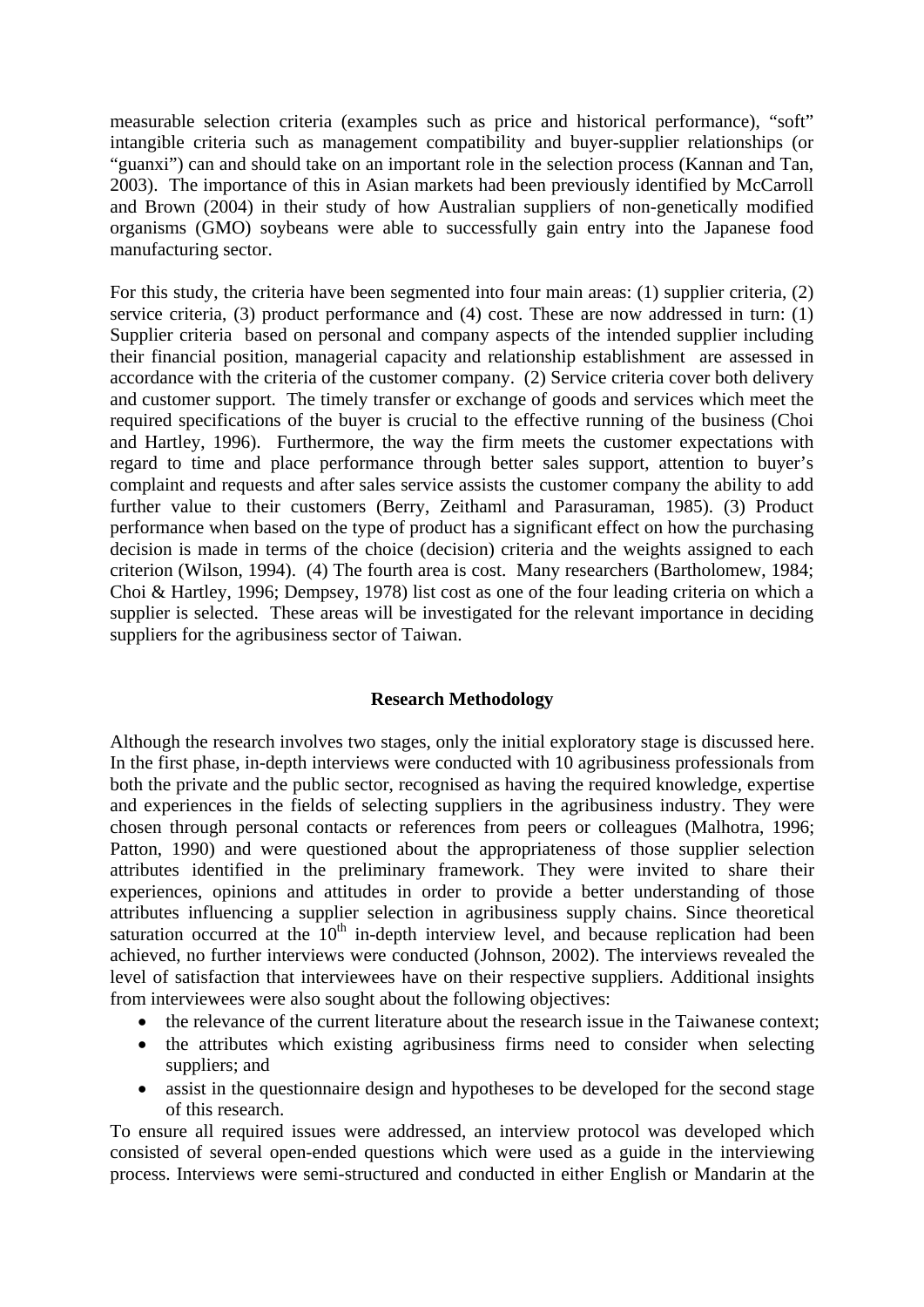measurable selection criteria (examples such as price and historical performance), "soft" intangible criteria such as management compatibility and buyer-supplier relationships (or "guanxi") can and should take on an important role in the selection process (Kannan and Tan, 2003). The importance of this in Asian markets had been previously identified by McCarroll and Brown (2004) in their study of how Australian suppliers of non-genetically modified organisms (GMO) soybeans were able to successfully gain entry into the Japanese food manufacturing sector.

For this study, the criteria have been segmented into four main areas: (1) supplier criteria, (2) service criteria, (3) product performance and (4) cost. These are now addressed in turn: (1) Supplier criteria based on personal and company aspects of the intended supplier including their financial position, managerial capacity and relationship establishment are assessed in accordance with the criteria of the customer company. (2) Service criteria cover both delivery and customer support. The timely transfer or exchange of goods and services which meet the required specifications of the buyer is crucial to the effective running of the business (Choi and Hartley, 1996). Furthermore, the way the firm meets the customer expectations with regard to time and place performance through better sales support, attention to buyer's complaint and requests and after sales service assists the customer company the ability to add further value to their customers (Berry, Zeithaml and Parasuraman, 1985). (3) Product performance when based on the type of product has a significant effect on how the purchasing decision is made in terms of the choice (decision) criteria and the weights assigned to each criterion (Wilson, 1994). (4) The fourth area is cost. Many researchers (Bartholomew, 1984; Choi & Hartley, 1996; Dempsey, 1978) list cost as one of the four leading criteria on which a supplier is selected. These areas will be investigated for the relevant importance in deciding suppliers for the agribusiness sector of Taiwan.

## Research Methodology

Although the research involves two stages, only the initial exploratory stage is discussed here. In the first phase, in-depth interviews were conducted with 10 agribusiness professionals from both the private and the public sector, recognised as having the required knowledge, expertise and experiences in the fields of selecting suppliers in the agribusiness industry. They were chosen through personal contacts or references from peers or colleagues (Malhotra, 1996; Patton, 1990) and were questioned about the appropriateness of those supplier selection attributes identified in the preliminary framework. They were invited to share their experiences, opinions and attitudes in order to provide a better understanding of those attributes influencing a supplier selection in agribusiness supply chains. Since theoretical saturation occurred at the 10th in-depth interview level, and because replication had been achieved, no further interviews were conducted (Johnson, 2002). The interviews revealed the level of satisfaction that interviewees have on their respective suppliers. Additional insights from interviewees were also sought about the following objectives:

- the relevance of the current literature about the research issue in the Taiwanese context;
- the attributes which existing agribusiness firms need to consider when selecting suppliers; and
- assist in the questionnaire design and hypotheses to be developed for the second stage of this research.

To ensure all required issues were addressed, an interview protocol was developed which consisted of several open-ended questions which were used as a guide in the interviewing process. Interviews were semi-structured and conducted in either English or Mandarin at the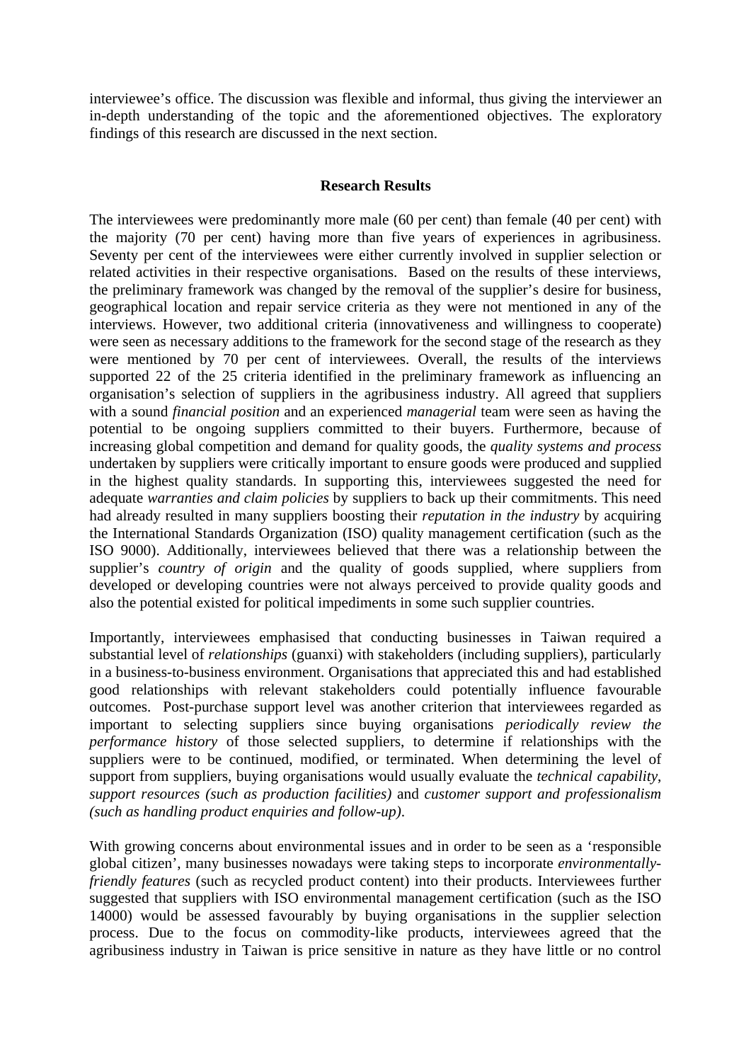interviewee's office. The discussion was flexible and informal, thus giving the interviewer an in-depth understanding of the topic and the aforementioned objectives. The exploratory findings of this research are discussed in the next section.

## Research Results

The interviewees were predominantly more male (60 per cent) than female (40 per cent) with the majority (70 per cent) having more than five years of experiences in agribusiness. Seventy per cent of the interviewees were either currently involved in supplier selection or related activities in their respective organisations. Based on the results of these interviews, the preliminary framework was changed by the removal of the supplier's desire for business, geographical location and repair service criteria as they were not mentioned in any of the interviews. However, two additional criteria (innovativeness and willingness to cooperate) were seen as necessary additions to the framework for the second stage of the research as they were mentioned by 70 per cent of interviewees. Overall, the results of the interviews supported 22 of the 25 criteria identified in the preliminary framework as influencing an organisation's selection of suppliers in the agribusiness industry. All agreed that suppliers with a sound *financial position* and an experienced *managerial* team were seen as having the potential to be ongoing suppliers committed to their buyers. Furthermore, because of increasing global competition and demand for quality goods, the *quality systems and process* undertaken by suppliers were critically important to ensure goods were produced and supplied in the highest quality standards. In supporting this, interviewees suggested the need for adequate *warranties and claim policies* by suppliers to back up their commitments. This need had already resulted in many suppliers boosting their *reputation in the industry* by acquiring the International Standards Organization (ISO) quality management certification (such as the ISO 9000). Additionally, interviewees believed that there was a relationship between the supplier's *country of origin* and the quality of goods supplied, where suppliers from developed or developing countries were not always perceived to provide quality goods and also the potential existed for political impediments in some such supplier countries.

Importantly, interviewees emphasised that conducting businesses in Taiwan required a substantial level of *relationships* (guanxi) with stakeholders (including suppliers), particularly in a business-to-business environment. Organisations that appreciated this and had established good relationships with relevant stakeholders could potentially influence favourable outcomes. Post-purchase support level was another criterion that interviewees regarded as important to selecting suppliers since buying organisations *periodically review the performance history* of those selected suppliers, to determine if relationships with the suppliers were to be continued, modified, or terminated. When determining the level of support from suppliers, buying organisations would usually evaluate the *technical capability*, *support resources (such as production facilities)* and *customer support and professionalism (such as handling product enquiries and follow-up)*.

With growing concerns about environmental issues and in order to be seen as a 'responsible global citizen', many businesses nowadays were taking steps to incorporate *environmentally-friendly features* (such as recycled product content) into their products. Interviewees further suggested that suppliers with ISO environmental management certification (such as the ISO 14000) would be assessed favourably by buying organisations in the supplier selection process. Due to the focus on commodity-like products, interviewees agreed that the agribusiness industry in Taiwan is price sensitive in nature as they have little or no control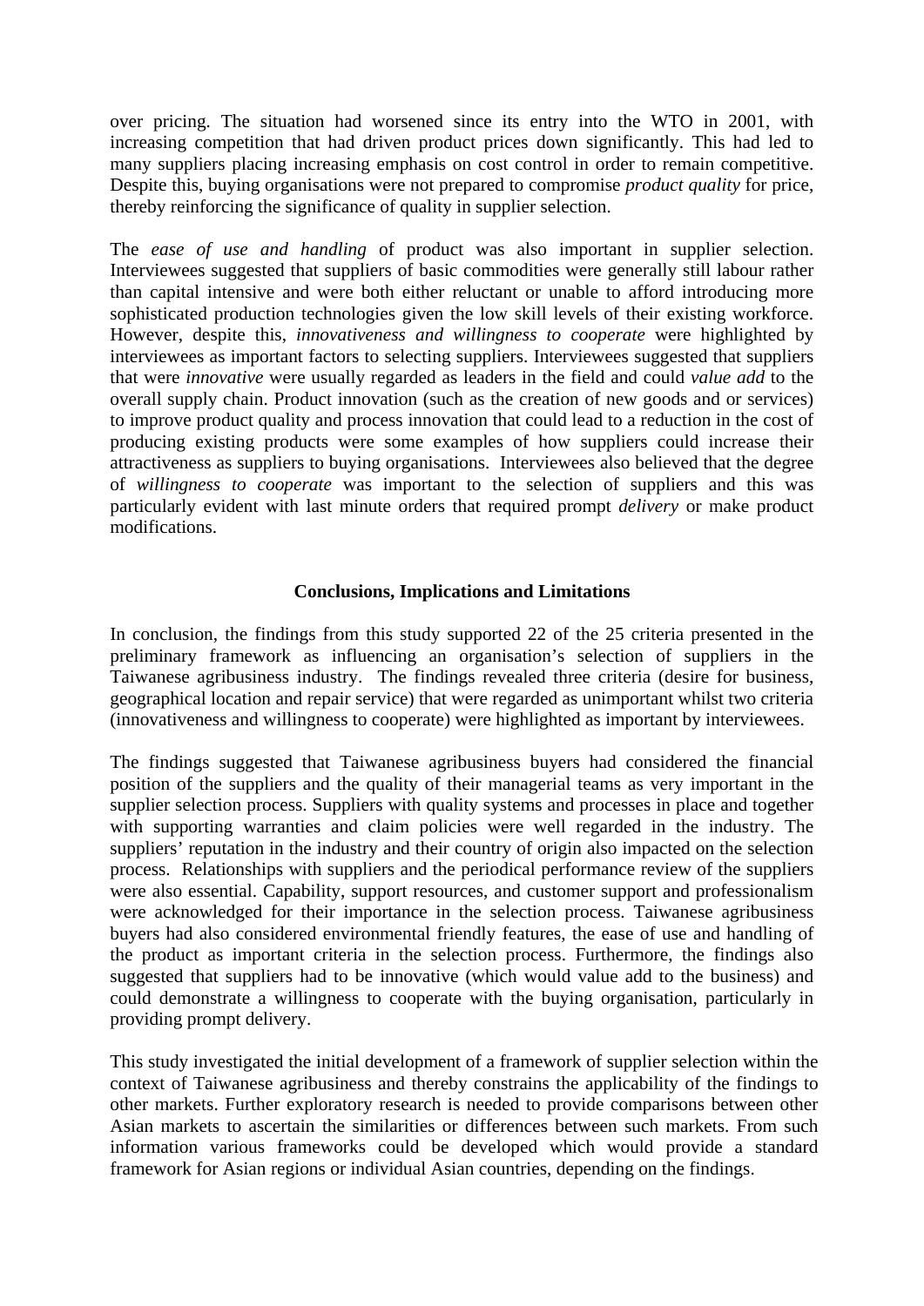over pricing. The situation had worsened since its entry into the WTO in 2001, with increasing competition that had driven product prices down significantly. This had led to many suppliers placing increasing emphasis on cost control in order to remain competitive. Despite this, buying organisations were not prepared to compromise *product quality* for price, thereby reinforcing the significance of quality in supplier selection.

The *ease of use and handling* of product was also important in supplier selection. Interviewees suggested that suppliers of basic commodities were generally still labour rather than capital intensive and were both either reluctant or unable to afford introducing more sophisticated production technologies given the low skill levels of their existing workforce. However, despite this, *innovativeness and willingness to cooperate* were highlighted by interviewees as important factors to selecting suppliers. Interviewees suggested that suppliers that were *innovative* were usually regarded as leaders in the field and could *value add* to the overall supply chain. Product innovation (such as the creation of new goods and or services) to improve product quality and process innovation that could lead to a reduction in the cost of producing existing products were some examples of how suppliers could increase their attractiveness as suppliers to buying organisations. Interviewees also believed that the degree of *willingness to cooperate* was important to the selection of suppliers and this was particularly evident with last minute orders that required prompt *delivery* or make product modifications.

## Conclusions, Implications and Limitations

In conclusion, the findings from this study supported 22 of the 25 criteria presented in the preliminary framework as influencing an organisation's selection of suppliers in the Taiwanese agribusiness industry. The findings revealed three criteria (desire for business, geographical location and repair service) that were regarded as unimportant whilst two criteria (innovativeness and willingness to cooperate) were highlighted as important by interviewees.

The findings suggested that Taiwanese agribusiness buyers had considered the financial position of the suppliers and the quality of their managerial teams as very important in the supplier selection process. Suppliers with quality systems and processes in place and together with supporting warranties and claim policies were well regarded in the industry. The suppliers' reputation in the industry and their country of origin also impacted on the selection process. Relationships with suppliers and the periodical performance review of the suppliers were also essential. Capability, support resources, and customer support and professionalism were acknowledged for their importance in the selection process. Taiwanese agribusiness buyers had also considered environmental friendly features, the ease of use and handling of the product as important criteria in the selection process. Furthermore, the findings also suggested that suppliers had to be innovative (which would value add to the business) and could demonstrate a willingness to cooperate with the buying organisation, particularly in providing prompt delivery.

This study investigated the initial development of a framework of supplier selection within the context of Taiwanese agribusiness and thereby constrains the applicability of the findings to other markets. Further exploratory research is needed to provide comparisons between other Asian markets to ascertain the similarities or differences between such markets. From such information various frameworks could be developed which would provide a standard framework for Asian regions or individual Asian countries, depending on the findings.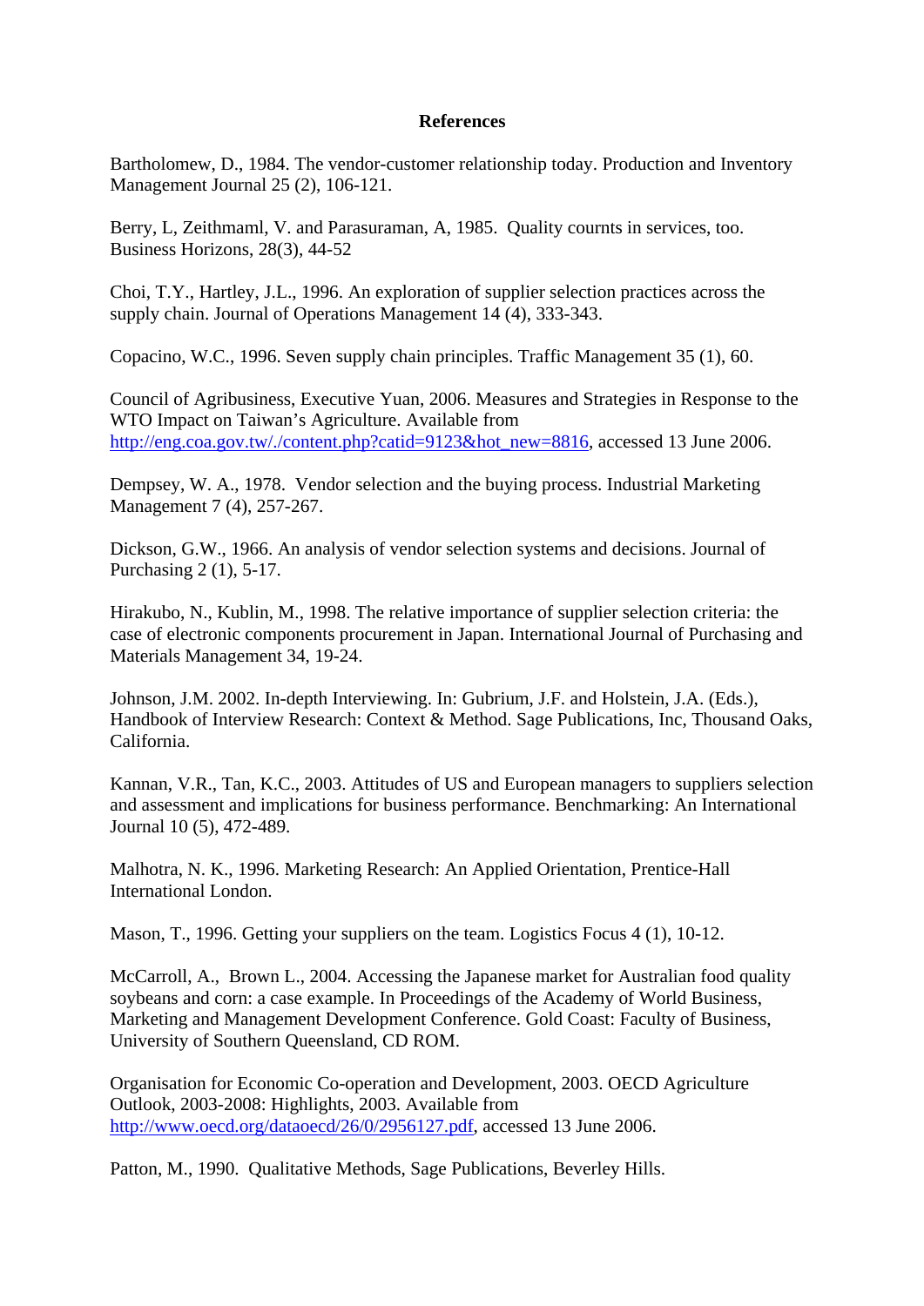**References**

Bartholomew, D., 1984. The vendor-customer relationship today. Production and Inventory Management Journal 25 (2), 106-121.

Berry, L, Zeithmaml, V. and Parasuraman, A, 1985. Quality cournts in services, too. Business Horizons, 28(3), 44-52

Choi, T.Y., Hartley, J.L., 1996. An exploration of supplier selection practices across the supply chain. Journal of Operations Management 14 (4), 333-343.

Copacino, W.C., 1996. Seven supply chain principles. Traffic Management 35 (1), 60.

Council of Agribusiness, Executive Yuan, 2006. Measures and Strategies in Response to the WTO Impact on Taiwan's Agriculture. Available from http://eng.coa.gov.tw/./content.php?catid=9123&hot_new=8816, accessed 13 June 2006.

Dempsey, W. A., 1978. Vendor selection and the buying process. Industrial Marketing Management 7 (4), 257-267.

Dickson, G.W., 1966. An analysis of vendor selection systems and decisions. Journal of Purchasing 2 (1), 5-17.

Hirakubo, N., Kublin, M., 1998. The relative importance of supplier selection criteria: the case of electronic components procurement in Japan. International Journal of Purchasing and Materials Management 34, 19-24.

Johnson, J.M. 2002. In-depth Interviewing. In: Gubrium, J.F. and Holstein, J.A. (Eds.), Handbook of Interview Research: Context & Method. Sage Publications, Inc, Thousand Oaks, California.

Kannan, V.R., Tan, K.C., 2003. Attitudes of US and European managers to suppliers selection and assessment and implications for business performance. Benchmarking: An International Journal 10 (5), 472-489.

Malhotra, N. K., 1996. Marketing Research: An Applied Orientation, Prentice-Hall International London.

Mason, T., 1996. Getting your suppliers on the team. Logistics Focus 4 (1), 10-12.

McCarroll, A., Brown L., 2004. Accessing the Japanese market for Australian food quality soybeans and corn: a case example. In Proceedings of the Academy of World Business, Marketing and Management Development Conference. Gold Coast: Faculty of Business, University of Southern Queensland, CD ROM.

Organisation for Economic Co-operation and Development, 2003. OECD Agriculture Outlook, 2003-2008: Highlights, 2003. Available from http://www.oecd.org/dataoecd/26/0/2956127.pdf, accessed 13 June 2006.

Patton, M., 1990. Qualitative Methods, Sage Publications, Beverley Hills.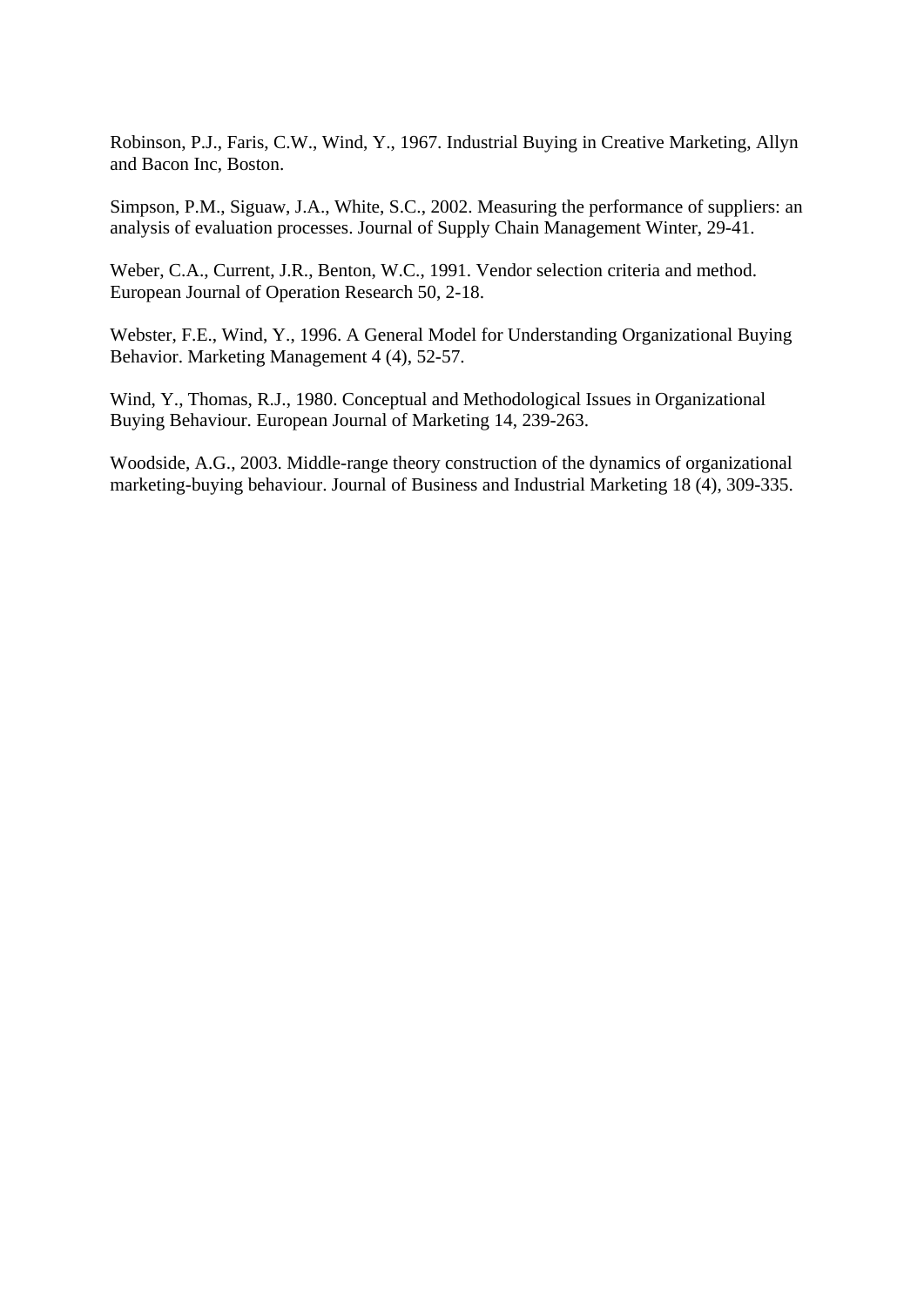Robinson, P.J., Faris, C.W., Wind, Y., 1967. Industrial Buying in Creative Marketing, Allyn and Bacon Inc, Boston.

Simpson, P.M., Siguaw, J.A., White, S.C., 2002. Measuring the performance of suppliers: an analysis of evaluation processes. Journal of Supply Chain Management Winter, 29-41.

Weber, C.A., Current, J.R., Benton, W.C., 1991. Vendor selection criteria and method. European Journal of Operation Research 50, 2-18.

Webster, F.E., Wind, Y., 1996. A General Model for Understanding Organizational Buying Behavior. Marketing Management 4 (4), 52-57.

Wind, Y., Thomas, R.J., 1980. Conceptual and Methodological Issues in Organizational Buying Behaviour. European Journal of Marketing 14, 239-263.

Woodside, A.G., 2003. Middle-range theory construction of the dynamics of organizational marketing-buying behaviour. Journal of Business and Industrial Marketing 18 (4), 309-335.